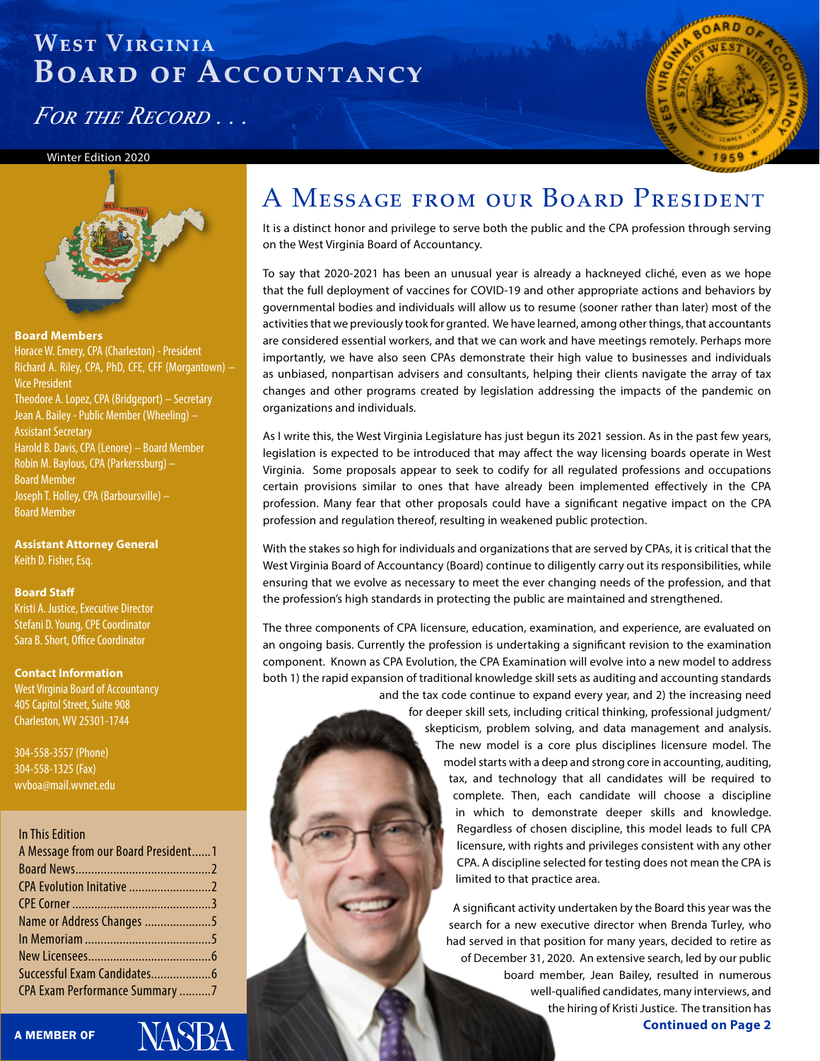# West Virginia Board of Accountancy

*For the Record . . .*

Winter Edition 2020

**Board Members**
Horace W. Emery, CPA (Charleston) - President
Richard A. Riley, CPA, PhD, CFE, CFF (Morgantown) – Vice President
Theodore A. Lopez, CPA (Bridgeport) – Secretary
Jean A. Bailey - Public Member (Wheeling) – Assistant Secretary
Harold B. Davis, CPA (Lenore) – Board Member
Robin M. Baylous, CPA (Parkerssburg) – Board Member
Joseph T. Holley, CPA (Barboursville) – Board Member

**Assistant Attorney General**
Keith D. Fisher, Esq.

**Board Staff**
Kristi A. Justice, Executive Director
Stefani D. Young, CPE Coordinator
Sara B. Short, Office Coordinator

**Contact Information**
West Virginia Board of Accountancy
405 Capitol Street, Suite 908
Charleston, WV 25301-1744

304-558-3557 (Phone)
304-558-1325 (Fax)
wvboa@mail.wvnet.edu

**In This Edition**
A Message from our Board President......1
Board News..........................................2
CPA Evolution Initative ..........................2
CPE Corner ............................................3
Name or Address Changes .....................5
In Memoriam ........................................5
New Licensees.......................................6
Successful Exam Candidates...................6
CPA Exam Performance Summary ..........7

A MEMBER OF NASBA

## A Message from our Board President

It is a distinct honor and privilege to serve both the public and the CPA profession through serving on the West Virginia Board of Accountancy.

To say that 2020-2021 has been an unusual year is already a hackneyed cliché, even as we hope that the full deployment of vaccines for COVID-19 and other appropriate actions and behaviors by governmental bodies and individuals will allow us to resume (sooner rather than later) most of the activities that we previously took for granted. We have learned, among other things, that accountants are considered essential workers, and that we can work and have meetings remotely. Perhaps more importantly, we have also seen CPAs demonstrate their high value to businesses and individuals as unbiased, nonpartisan advisers and consultants, helping their clients navigate the array of tax changes and other programs created by legislation addressing the impacts of the pandemic on organizations and individuals.

As I write this, the West Virginia Legislature has just begun its 2021 session. As in the past few years, legislation is expected to be introduced that may affect the way licensing boards operate in West Virginia. Some proposals appear to seek to codify for all regulated professions and occupations certain provisions similar to ones that have already been implemented effectively in the CPA profession. Many fear that other proposals could have a significant negative impact on the CPA profession and regulation thereof, resulting in weakened public protection.

With the stakes so high for individuals and organizations that are served by CPAs, it is critical that the West Virginia Board of Accountancy (Board) continue to diligently carry out its responsibilities, while ensuring that we evolve as necessary to meet the ever changing needs of the profession, and that the profession's high standards in protecting the public are maintained and strengthened.

The three components of CPA licensure, education, examination, and experience, are evaluated on an ongoing basis. Currently the profession is undertaking a significant revision to the examination component. Known as CPA Evolution, the CPA Examination will evolve into a new model to address both 1) the rapid expansion of traditional knowledge skill sets as auditing and accounting standards and the tax code continue to expand every year, and 2) the increasing need for deeper skill sets, including critical thinking, professional judgment/ skepticism, problem solving, and data management and analysis. The new model is a core plus disciplines licensure model. The model starts with a deep and strong core in accounting, auditing, tax, and technology that all candidates will be required to complete. Then, each candidate will choose a discipline in which to demonstrate deeper skills and knowledge. Regardless of chosen discipline, this model leads to full CPA licensure, with rights and privileges consistent with any other CPA. A discipline selected for testing does not mean the CPA is limited to that practice area.

A significant activity undertaken by the Board this year was the search for a new executive director when Brenda Turley, who had served in that position for many years, decided to retire as of December 31, 2020. An extensive search, led by our public board member, Jean Bailey, resulted in numerous well-qualified candidates, many interviews, and the hiring of Kristi Justice. The transition has

**Continued on Page 2**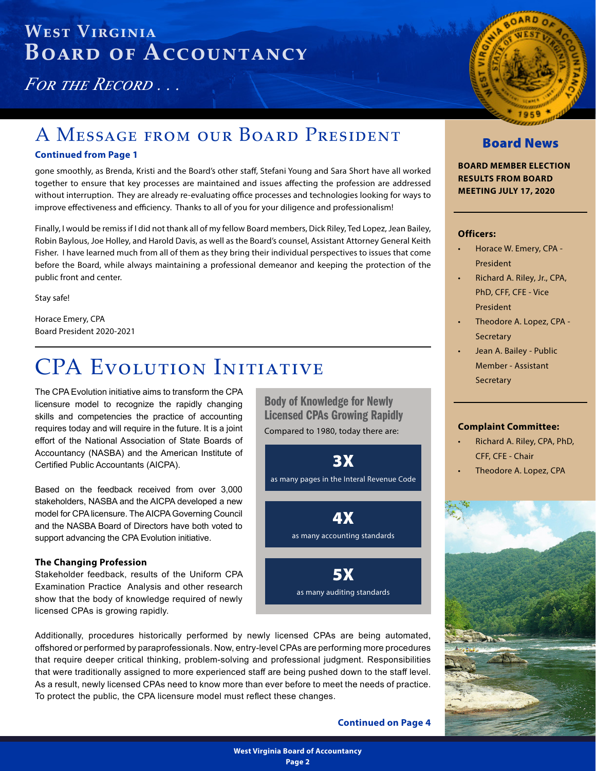# West Virginia Board of Accountancy

*For the Record . . .*

## A Message from our Board President

**Continued from Page 1**

gone smoothly, as Brenda, Kristi and the Board's other staff, Stefani Young and Sara Short have all worked together to ensure that key processes are maintained and issues affecting the profession are addressed without interruption. They are already re-evaluating office processes and technologies looking for ways to improve effectiveness and efficiency. Thanks to all of you for your diligence and professionalism!

Finally, I would be remiss if I did not thank all of my fellow Board members, Dick Riley, Ted Lopez, Jean Bailey, Robin Baylous, Joe Holley, and Harold Davis, as well as the Board's counsel, Assistant Attorney General Keith Fisher. I have learned much from all of them as they bring their individual perspectives to issues that come before the Board, while always maintaining a professional demeanor and keeping the protection of the public front and center.

Stay safe!

Horace Emery, CPA
Board President 2020-2021

## CPA Evolution Initiative

The CPA Evolution initiative aims to transform the CPA licensure model to recognize the rapidly changing skills and competencies the practice of accounting requires today and will require in the future. It is a joint effort of the National Association of State Boards of Accountancy (NASBA) and the American Institute of Certified Public Accountants (AICPA).

Based on the feedback received from over 3,000 stakeholders, NASBA and the AICPA developed a new model for CPA licensure. The AICPA Governing Council and the NASBA Board of Directors have both voted to support advancing the CPA Evolution initiative.

**The Changing Profession**

Stakeholder feedback, results of the Uniform CPA Examination Practice Analysis and other research show that the body of knowledge required of newly licensed CPAs is growing rapidly.

**Body of Knowledge for Newly Licensed CPAs Growing Rapidly**

Compared to 1980, today there are:

**3X** as many pages in the Interal Revenue Code

**4X** as many accounting standards

**5X** as many auditing standards

Additionally, procedures historically performed by newly licensed CPAs are being automated, offshored or performed by paraprofessionals. Now, entry-level CPAs are performing more procedures that require deeper critical thinking, problem-solving and professional judgment. Responsibilities that were traditionally assigned to more experienced staff are being pushed down to the staff level. As a result, newly licensed CPAs need to know more than ever before to meet the needs of practice. To protect the public, the CPA licensure model must reflect these changes.

**Continued on Page 4**

## Board News

**BOARD MEMBER ELECTION RESULTS FROM BOARD MEETING JULY 17, 2020**

**Officers:**

- Horace W. Emery, CPA - President
- Richard A. Riley, Jr., CPA, PhD, CFF, CFE - Vice President
- Theodore A. Lopez, CPA - Secretary
- Jean A. Bailey - Public Member - Assistant Secretary

**Complaint Committee:**

- Richard A. Riley, CPA, PhD, CFF, CFE - Chair
- Theodore A. Lopez, CPA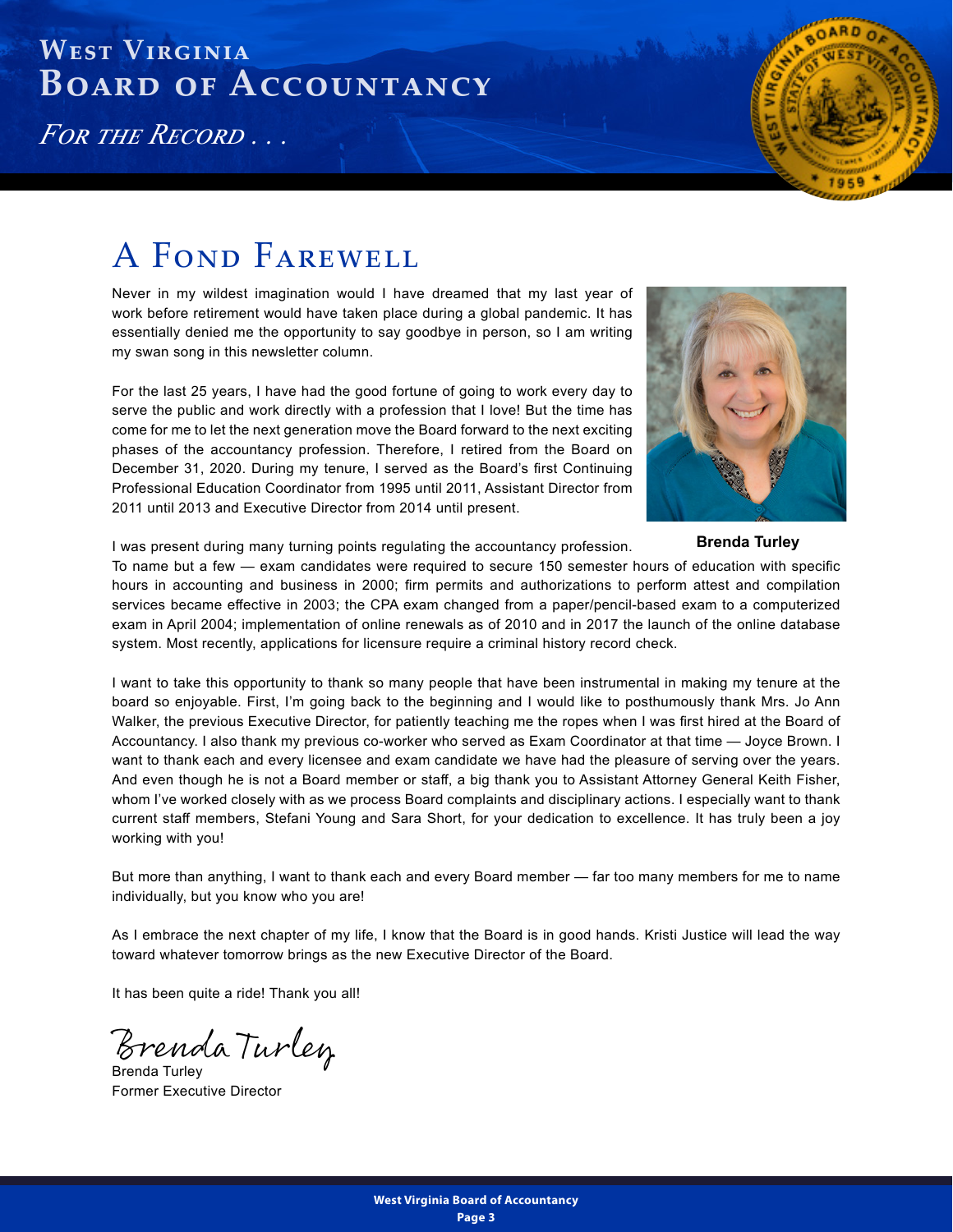# A Fond Farewell

Never in my wildest imagination would I have dreamed that my last year of work before retirement would have taken place during a global pandemic. It has essentially denied me the opportunity to say goodbye in person, so I am writing my swan song in this newsletter column.

For the last 25 years, I have had the good fortune of going to work every day to serve the public and work directly with a profession that I love! But the time has come for me to let the next generation move the Board forward to the next exciting phases of the accountancy profession. Therefore, I retired from the Board on December 31, 2020. During my tenure, I served as the Board's first Continuing Professional Education Coordinator from 1995 until 2011, Assistant Director from 2011 until 2013 and Executive Director from 2014 until present.

**Brenda Turley**

I was present during many turning points regulating the accountancy profession. To name but a few — exam candidates were required to secure 150 semester hours of education with specific hours in accounting and business in 2000; firm permits and authorizations to perform attest and compilation services became effective in 2003; the CPA exam changed from a paper/pencil-based exam to a computerized exam in April 2004; implementation of online renewals as of 2010 and in 2017 the launch of the online database system. Most recently, applications for licensure require a criminal history record check.

I want to take this opportunity to thank so many people that have been instrumental in making my tenure at the board so enjoyable. First, I'm going back to the beginning and I would like to posthumously thank Mrs. Jo Ann Walker, the previous Executive Director, for patiently teaching me the ropes when I was first hired at the Board of Accountancy. I also thank my previous co-worker who served as Exam Coordinator at that time — Joyce Brown. I want to thank each and every licensee and exam candidate we have had the pleasure of serving over the years. And even though he is not a Board member or staff, a big thank you to Assistant Attorney General Keith Fisher, whom I've worked closely with as we process Board complaints and disciplinary actions. I especially want to thank current staff members, Stefani Young and Sara Short, for your dedication to excellence. It has truly been a joy working with you!

But more than anything, I want to thank each and every Board member — far too many members for me to name individually, but you know who you are!

As I embrace the next chapter of my life, I know that the Board is in good hands. Kristi Justice will lead the way toward whatever tomorrow brings as the new Executive Director of the Board.

It has been quite a ride! Thank you all!

*Brenda Turley*

Brenda Turley
Former Executive Director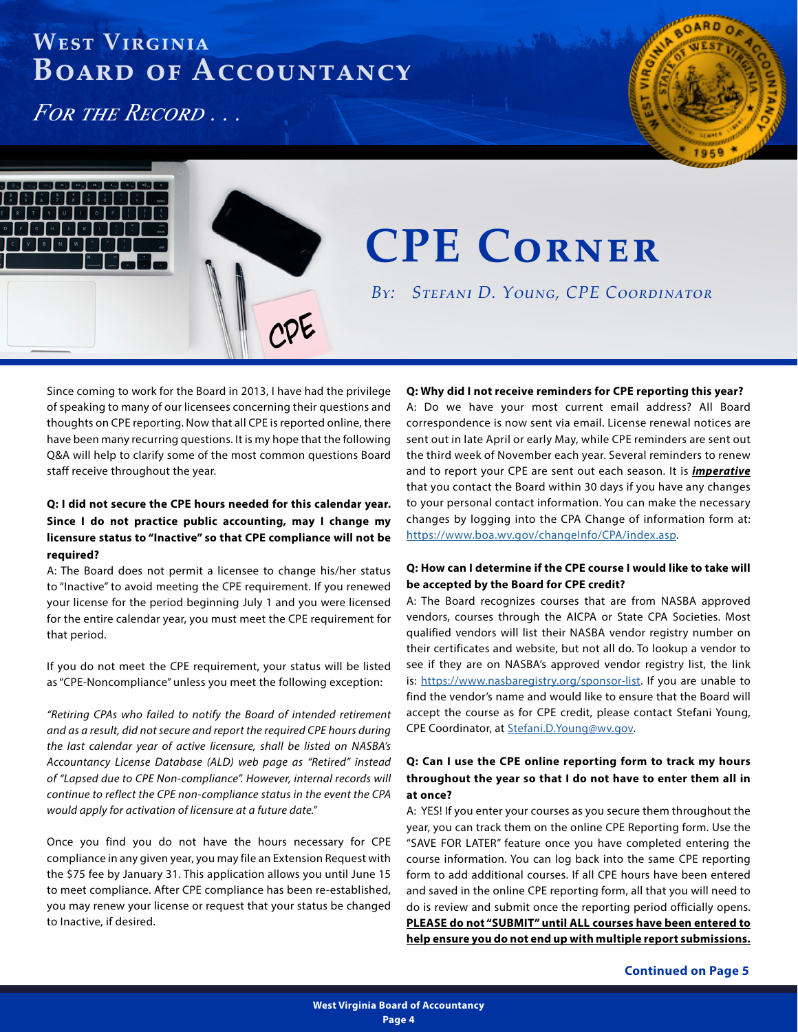West Virginia Board of Accountancy

*For the Record . . .*

# CPE Corner

*By: Stefani D. Young, CPE Coordinator*

Since coming to work for the Board in 2013, I have had the privilege of speaking to many of our licensees concerning their questions and thoughts on CPE reporting. Now that all CPE is reported online, there have been many recurring questions. It is my hope that the following Q&A will help to clarify some of the most common questions Board staff receive throughout the year.

**Q: I did not secure the CPE hours needed for this calendar year. Since I do not practice public accounting, may I change my licensure status to "Inactive" so that CPE compliance will not be required?**

A: The Board does not permit a licensee to change his/her status to "Inactive" to avoid meeting the CPE requirement. If you renewed your license for the period beginning July 1 and you were licensed for the entire calendar year, you must meet the CPE requirement for that period.

If you do not meet the CPE requirement, your status will be listed as "CPE-Noncompliance" unless you meet the following exception:

*"Retiring CPAs who failed to notify the Board of intended retirement and as a result, did not secure and report the required CPE hours during the last calendar year of active licensure, shall be listed on NASBA's Accountancy License Database (ALD) web page as "Retired" instead of "Lapsed due to CPE Non-compliance". However, internal records will continue to reflect the CPE non-compliance status in the event the CPA would apply for activation of licensure at a future date."*

Once you find you do not have the hours necessary for CPE compliance in any given year, you may file an Extension Request with the $75 fee by January 31. This application allows you until June 15 to meet compliance. After CPE compliance has been re-established, you may renew your license or request that your status be changed to Inactive, if desired.

**Q: Why did I not receive reminders for CPE reporting this year?**

A: Do we have your most current email address? All Board correspondence is now sent via email. License renewal notices are sent out in late April or early May, while CPE reminders are sent out the third week of November each year. Several reminders to renew and to report your CPE are sent out each season. It is ***imperative*** that you contact the Board within 30 days if you have any changes to your personal contact information. You can make the necessary changes by logging into the CPA Change of information form at: https://www.boa.wv.gov/changeInfo/CPA/index.asp.

**Q: How can I determine if the CPE course I would like to take will be accepted by the Board for CPE credit?**

A: The Board recognizes courses that are from NASBA approved vendors, courses through the AICPA or State CPA Societies. Most qualified vendors will list their NASBA vendor registry number on their certificates and website, but not all do. To lookup a vendor to see if they are on NASBA's approved vendor registry list, the link is: https://www.nasbaregistry.org/sponsor-list. If you are unable to find the vendor's name and would like to ensure that the Board will accept the course as for CPE credit, please contact Stefani Young, CPE Coordinator, at Stefani.D.Young@wv.gov.

**Q: Can I use the CPE online reporting form to track my hours throughout the year so that I do not have to enter them all in at once?**

A: YES! If you enter your courses as you secure them throughout the year, you can track them on the online CPE Reporting form. Use the "SAVE FOR LATER" feature once you have completed entering the course information. You can log back into the same CPE reporting form to add additional courses. If all CPE hours have been entered and saved in the online CPE reporting form, all that you will need to do is review and submit once the reporting period officially opens. **PLEASE do not "SUBMIT" until ALL courses have been entered to help ensure you do not end up with multiple report submissions.**

**Continued on Page 5**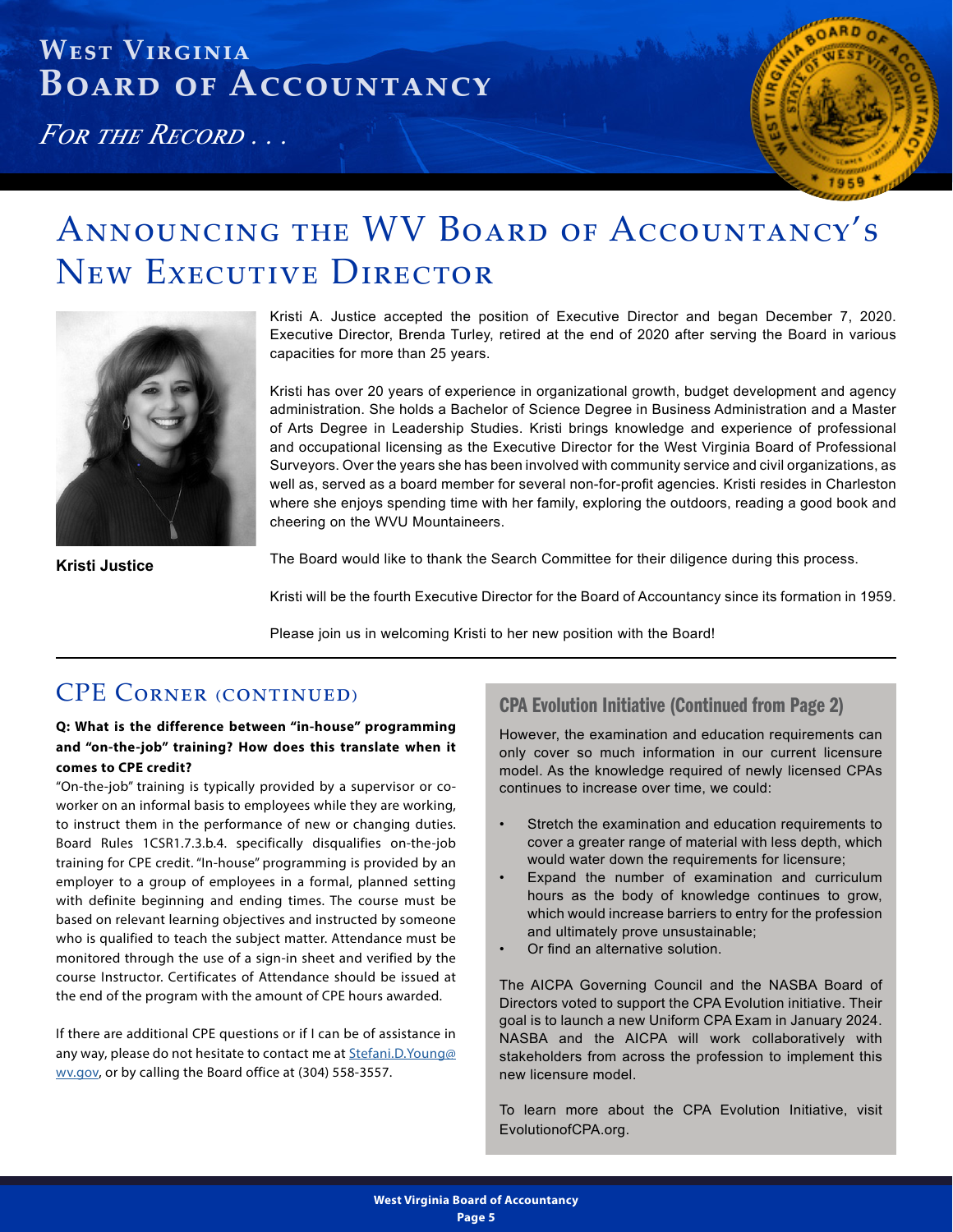# Announcing the WV Board of Accountancy's New Executive Director

**Kristi Justice**

Kristi A. Justice accepted the position of Executive Director and began December 7, 2020. Executive Director, Brenda Turley, retired at the end of 2020 after serving the Board in various capacities for more than 25 years.

Kristi has over 20 years of experience in organizational growth, budget development and agency administration. She holds a Bachelor of Science Degree in Business Administration and a Master of Arts Degree in Leadership Studies. Kristi brings knowledge and experience of professional and occupational licensing as the Executive Director for the West Virginia Board of Professional Surveyors. Over the years she has been involved with community service and civil organizations, as well as, served as a board member for several non-for-profit agencies. Kristi resides in Charleston where she enjoys spending time with her family, exploring the outdoors, reading a good book and cheering on the WVU Mountaineers.

The Board would like to thank the Search Committee for their diligence during this process.

Kristi will be the fourth Executive Director for the Board of Accountancy since its formation in 1959.

Please join us in welcoming Kristi to her new position with the Board!

## CPE Corner (continued)

**Q: What is the difference between "in-house" programming and "on-the-job" training? How does this translate when it comes to CPE credit?**

"On-the-job" training is typically provided by a supervisor or co-worker on an informal basis to employees while they are working, to instruct them in the performance of new or changing duties. Board Rules 1CSR1.7.3.b.4. specifically disqualifies on-the-job training for CPE credit. "In-house" programming is provided by an employer to a group of employees in a formal, planned setting with definite beginning and ending times. The course must be based on relevant learning objectives and instructed by someone who is qualified to teach the subject matter. Attendance must be monitored through the use of a sign-in sheet and verified by the course Instructor. Certificates of Attendance should be issued at the end of the program with the amount of CPE hours awarded.

If there are additional CPE questions or if I can be of assistance in any way, please do not hesitate to contact me at Stefani.D.Young@wv.gov, or by calling the Board office at (304) 558-3557.

## CPA Evolution Initiative (Continued from Page 2)

However, the examination and education requirements can only cover so much information in our current licensure model. As the knowledge required of newly licensed CPAs continues to increase over time, we could:

- Stretch the examination and education requirements to cover a greater range of material with less depth, which would water down the requirements for licensure;
- Expand the number of examination and curriculum hours as the body of knowledge continues to grow, which would increase barriers to entry for the profession and ultimately prove unsustainable;
- Or find an alternative solution.

The AICPA Governing Council and the NASBA Board of Directors voted to support the CPA Evolution initiative. Their goal is to launch a new Uniform CPA Exam in January 2024. NASBA and the AICPA will work collaboratively with stakeholders from across the profession to implement this new licensure model.

To learn more about the CPA Evolution Initiative, visit EvolutionofCPA.org.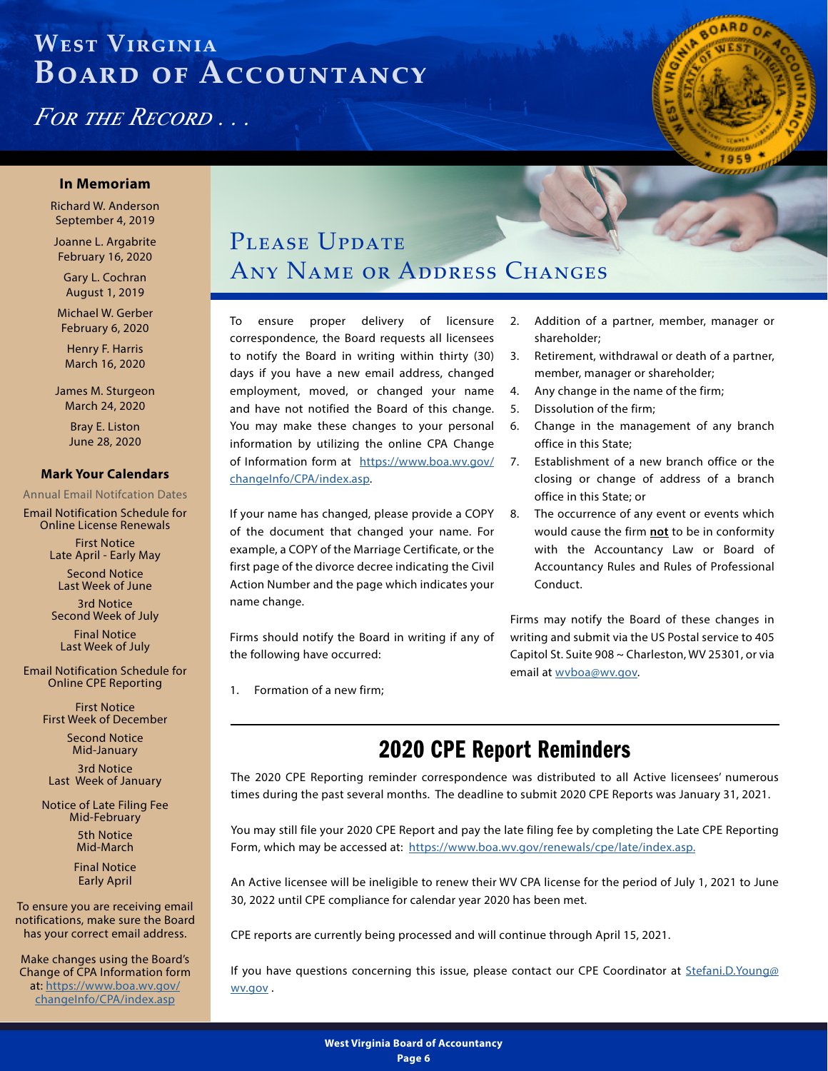# West Virginia Board of Accountancy

*For the Record . . .*

## In Memoriam

Richard W. Anderson
September 4, 2019

Joanne L. Argabrite
February 16, 2020

Gary L. Cochran
August 1, 2019

Michael W. Gerber
February 6, 2020

Henry F. Harris
March 16, 2020

James M. Sturgeon
March 24, 2020

Bray E. Liston
June 28, 2020

## Mark Your Calendars

Annual Email Notifcation Dates

Email Notification Schedule for Online License Renewals

First Notice
Late April - Early May

Second Notice
Last Week of June

3rd Notice
Second Week of July

Final Notice
Last Week of July

Email Notification Schedule for Online CPE Reporting

First Notice
First Week of December

Second Notice
Mid-January

3rd Notice
Last Week of January

Notice of Late Filing Fee
Mid-February

5th Notice
Mid-March

Final Notice
Early April

To ensure you are receiving email notifications, make sure the Board has your correct email address.

Make changes using the Board's Change of CPA Information form at: https://www.boa.wv.gov/changeInfo/CPA/index.asp

## Please Update Any Name or Address Changes

To ensure proper delivery of licensure correspondence, the Board requests all licensees to notify the Board in writing within thirty (30) days if you have a new email address, changed employment, moved, or changed your name and have not notified the Board of this change. You may make these changes to your personal information by utilizing the online CPA Change of Information form at https://www.boa.wv.gov/changeInfo/CPA/index.asp.

If your name has changed, please provide a COPY of the document that changed your name. For example, a COPY of the Marriage Certificate, or the first page of the divorce decree indicating the Civil Action Number and the page which indicates your name change.

Firms should notify the Board in writing if any of the following have occurred:

1. Formation of a new firm;
2. Addition of a partner, member, manager or shareholder;
3. Retirement, withdrawal or death of a partner, member, manager or shareholder;
4. Any change in the name of the firm;
5. Dissolution of the firm;
6. Change in the management of any branch office in this State;
7. Establishment of a new branch office or the closing or change of address of a branch office in this State; or
8. The occurrence of any event or events which would cause the firm **not** to be in conformity with the Accountancy Law or Board of Accountancy Rules and Rules of Professional Conduct.

Firms may notify the Board of these changes in writing and submit via the US Postal service to 405 Capitol St. Suite 908 ~ Charleston, WV 25301, or via email at wvboa@wv.gov.

## 2020 CPE Report Reminders

The 2020 CPE Reporting reminder correspondence was distributed to all Active licensees' numerous times during the past several months. The deadline to submit 2020 CPE Reports was January 31, 2021.

You may still file your 2020 CPE Report and pay the late filing fee by completing the Late CPE Reporting Form, which may be accessed at: https://www.boa.wv.gov/renewals/cpe/late/index.asp.

An Active licensee will be ineligible to renew their WV CPA license for the period of July 1, 2021 to June 30, 2022 until CPE compliance for calendar year 2020 has been met.

CPE reports are currently being processed and will continue through April 15, 2021.

If you have questions concerning this issue, please contact our CPE Coordinator at Stefani.D.Young@wv.gov .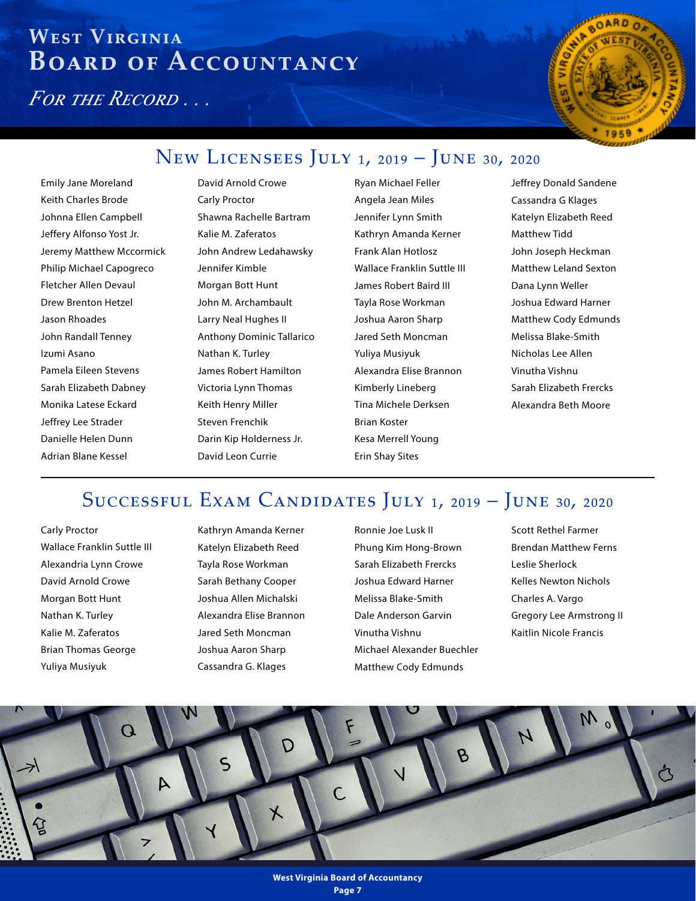# West Virginia Board of Accountancy

*For the Record . . .*

## New Licensees July 1, 2019 – June 30, 2020

Emily Jane Moreland
Keith Charles Brode
Johnna Ellen Campbell
Jeffery Alfonso Yost Jr.
Jeremy Matthew Mccormick
Philip Michael Capogreco
Fletcher Allen Devaul
Drew Brenton Hetzel
Jason Rhoades
John Randall Tenney
Izumi Asano
Pamela Eileen Stevens
Sarah Elizabeth Dabney
Monika Latese Eckard
Jeffrey Lee Strader
Danielle Helen Dunn
Adrian Blane Kessel
David Arnold Crowe
Carly Proctor
Shawna Rachelle Bartram
Kalie M. Zaferatos
John Andrew Ledahawsky
Jennifer Kimble
Morgan Bott Hunt
John M. Archambault
Larry Neal Hughes II
Anthony Dominic Tallarico
Nathan K. Turley
James Robert Hamilton
Victoria Lynn Thomas
Keith Henry Miller
Steven Frenchik
Darin Kip Holderness Jr.
David Leon Currie
Ryan Michael Feller
Angela Jean Miles
Jennifer Lynn Smith
Kathryn Amanda Kerner
Frank Alan Hotlosz
Wallace Franklin Suttle III
James Robert Baird III
Tayla Rose Workman
Joshua Aaron Sharp
Jared Seth Moncman
Yuliya Musiyuk
Alexandra Elise Brannon
Kimberly Lineberg
Tina Michele Derksen
Brian Koster
Kesa Merrell Young
Erin Shay Sites
Jeffrey Donald Sandene
Cassandra G Klages
Katelyn Elizabeth Reed
Matthew Tidd
John Joseph Heckman
Matthew Leland Sexton
Dana Lynn Weller
Joshua Edward Harner
Matthew Cody Edmunds
Melissa Blake-Smith
Nicholas Lee Allen
Vinutha Vishnu
Sarah Elizabeth Frercks
Alexandra Beth Moore

## Successful Exam Candidates July 1, 2019 – June 30, 2020

Carly Proctor
Wallace Franklin Suttle III
Alexandria Lynn Crowe
David Arnold Crowe
Morgan Bott Hunt
Nathan K. Turley
Kalie M. Zaferatos
Brian Thomas George
Yuliya Musiyuk
Kathryn Amanda Kerner
Katelyn Elizabeth Reed
Tayla Rose Workman
Sarah Bethany Cooper
Joshua Allen Michalski
Alexandra Elise Brannon
Jared Seth Moncman
Joshua Aaron Sharp
Cassandra G. Klages
Ronnie Joe Lusk II
Phung Kim Hong-Brown
Sarah Elizabeth Frercks
Joshua Edward Harner
Melissa Blake-Smith
Dale Anderson Garvin
Vinutha Vishnu
Michael Alexander Buechler
Matthew Cody Edmunds
Scott Rethel Farmer
Brendan Matthew Ferns
Leslie Sherlock
Kelles Newton Nichols
Charles A. Vargo
Gregory Lee Armstrong II
Kaitlin Nicole Francis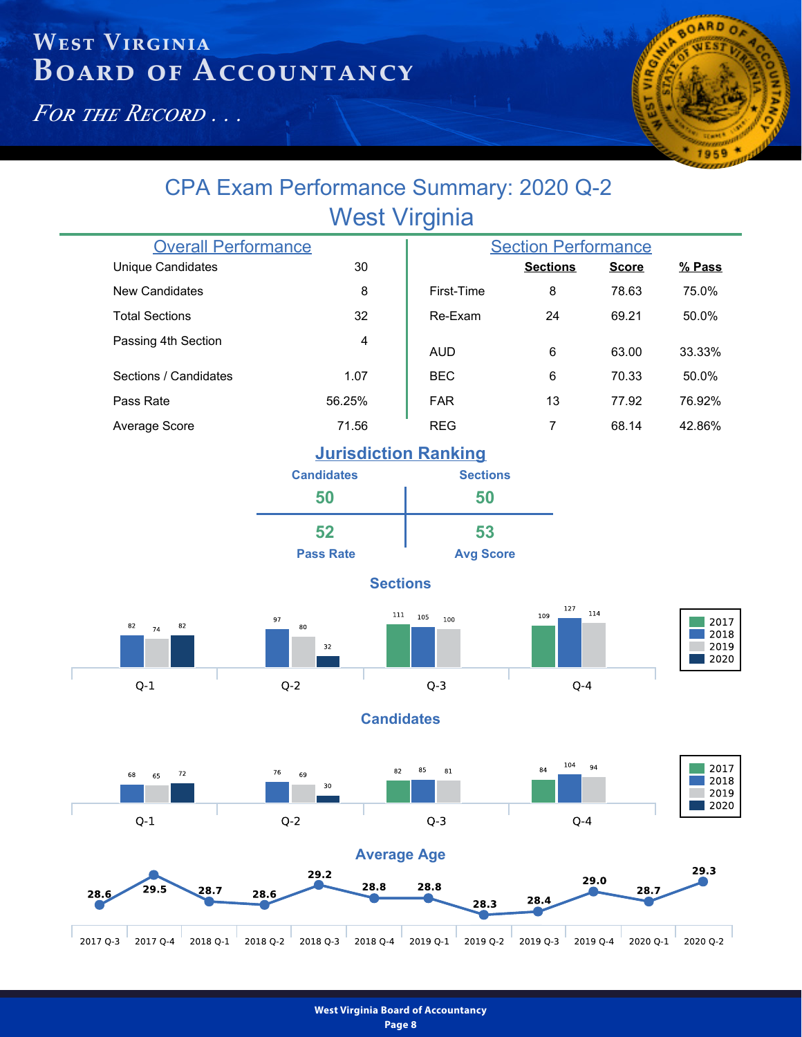# CPA Exam Performance Summary: 2020 Q-2
## West Virginia

### Overall Performance

| | |
|---|---|
| Unique Candidates | 30 |
| New Candidates | 8 |
| Total Sections | 32 |
| Passing 4th Section | 4 |
| Sections / Candidates | 1.07 |
| Pass Rate | 56.25% |
| Average Score | 71.56 |

### Section Performance

| | Sections | Score | % Pass |
|---|---|---|---|
| First-Time | 8 | 78.63 | 75.0% |
| Re-Exam | 24 | 69.21 | 50.0% |
| AUD | 6 | 63.00 | 33.33% |
| BEC | 6 | 70.33 | 50.0% |
| FAR | 13 | 77.92 | 76.92% |
| REG | 7 | 68.14 | 42.86% |

### Jurisdiction Ranking

| Candidates | Sections |
|---|---|
| 50 | 50 |
| 52 | 53 |
| Pass Rate | Avg Score |

### Sections

| | 2017 | 2018 | 2019 | 2020 |
|---|---|---|---|---|
| Q-1 | | 82 | 74 | 82 |
| Q-2 | | 97 | 80 | 32 |
| Q-3 | 111 | 105 | 100 | |
| Q-4 | 109 | 127 | 114 | |

### Candidates

| | 2017 | 2018 | 2019 | 2020 |
|---|---|---|---|---|
| Q-1 | | 68 | 65 | 72 |
| Q-2 | | 76 | 69 | 30 |
| Q-3 | 82 | 85 | 81 | |
| Q-4 | 84 | 104 | 94 | |

### Average Age

| 2017 Q-3 | 2017 Q-4 | 2018 Q-1 | 2018 Q-2 | 2018 Q-3 | 2018 Q-4 | 2019 Q-1 | 2019 Q-2 | 2019 Q-3 | 2019 Q-4 | 2020 Q-1 | 2020 Q-2 |
|---|---|---|---|---|---|---|---|---|---|---|---|
| 28.6 | 29.5 | 28.7 | 28.6 | 29.2 | 28.8 | 28.8 | 28.3 | 28.4 | 29.0 | 28.7 | 29.3 |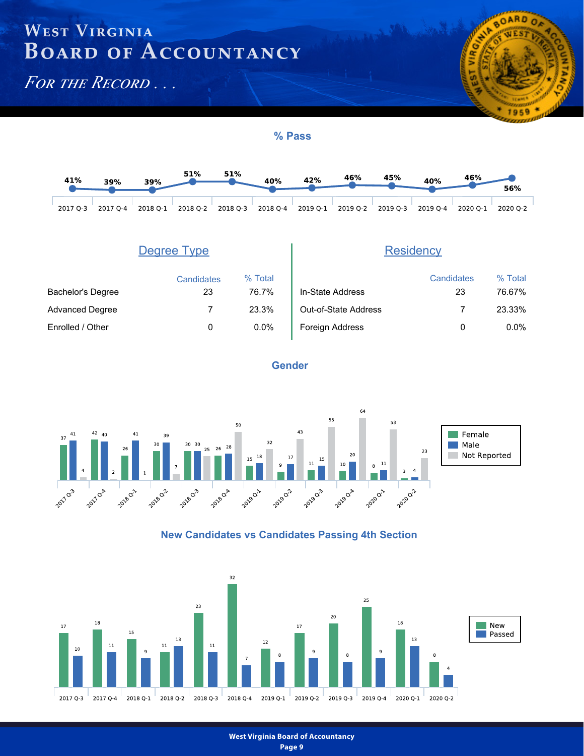# West Virginia Board of Accountancy

*For the Record . . .*

## % Pass

41% 39% 39% 51% 51% 40% 42% 46% 45% 40% 46% 56%

2017 Q-3 2017 Q-4 2018 Q-1 2018 Q-2 2018 Q-3 2018 Q-4 2019 Q-1 2019 Q-2 2019 Q-3 2019 Q-4 2020 Q-1 2020 Q-2

## Degree Type

| | Candidates | % Total |
|---|---|---|
| Bachelor's Degree | 23 | 76.7% |
| Advanced Degree | 7 | 23.3% |
| Enrolled / Other | 0 | 0.0% |

## Residency

| | Candidates | % Total |
|---|---|---|
| In-State Address | 23 | 76.67% |
| Out-of-State Address | 7 | 23.33% |
| Foreign Address | 0 | 0.0% |

## Gender

Female
Male
Not Reported

37 41 4 42 40 2 26 41 1 30 39 7 30 30 25 26 28 50 15 18 32 9 17 43 11 15 55 10 20 64 8 11 53 3 4 23

2017 Q-3 2017 Q-4 2018 Q-1 2018 Q-2 2018 Q-3 2018 Q-4 2019 Q-1 2019 Q-2 2019 Q-3 2019 Q-4 2020 Q-1 2020 Q-2

## New Candidates vs Candidates Passing 4th Section

New
Passed

17 10 18 11 15 9 11 13 23 11 32 7 12 8 17 9 20 8 25 9 18 13 8 4

2017 Q-3 2017 Q-4 2018 Q-1 2018 Q-2 2018 Q-3 2018 Q-4 2019 Q-1 2019 Q-2 2019 Q-3 2019 Q-4 2020 Q-1 2020 Q-2